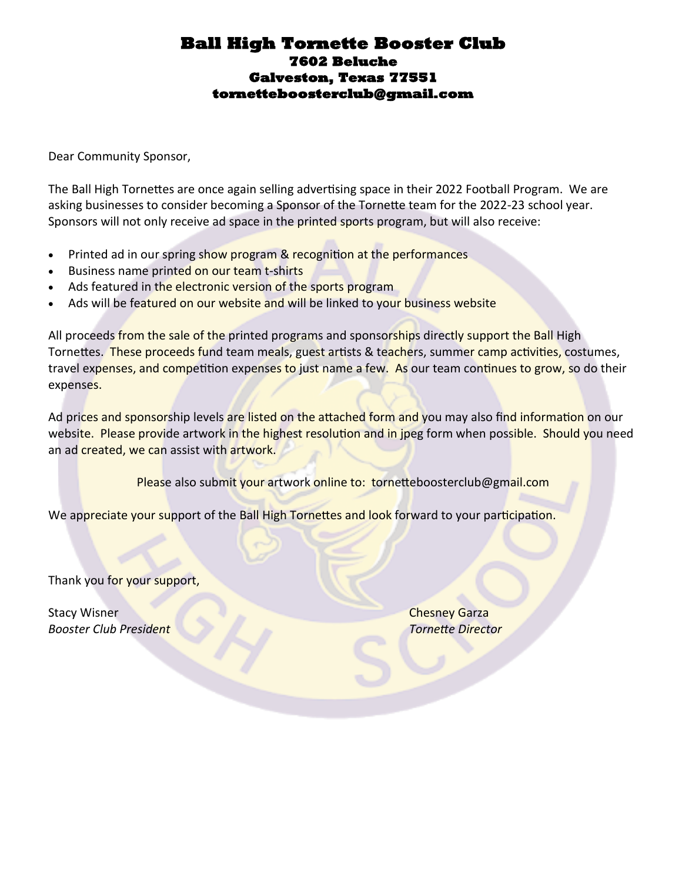# Ball High Tornette Booster Club

**7602 Beluche**
**Galveston, Texas 77551**
**tornetteboosterclub@gmail.com**

Dear Community Sponsor,

The Ball High Tornettes are once again selling advertising space in their 2022 Football Program. We are asking businesses to consider becoming a Sponsor of the Tornette team for the 2022-23 school year. Sponsors will not only receive ad space in the printed sports program, but will also receive:

- Printed ad in our spring show program & recognition at the performances
- Business name printed on our team t-shirts
- Ads featured in the electronic version of the sports program
- Ads will be featured on our website and will be linked to your business website

All proceeds from the sale of the printed programs and sponsorships directly support the Ball High Tornettes. These proceeds fund team meals, guest artists & teachers, summer camp activities, costumes, travel expenses, and competition expenses to just name a few. As our team continues to grow, so do their expenses.

Ad prices and sponsorship levels are listed on the attached form and you may also find information on our website. Please provide artwork in the highest resolution and in jpeg form when possible. Should you need an ad created, we can assist with artwork.

Please also submit your artwork online to: tornetteboosterclub@gmail.com

We appreciate your support of the Ball High Tornettes and look forward to your participation.

Thank you for your support,

Stacy Wisner
*Booster Club President*

Chesney Garza
*Tornette Director*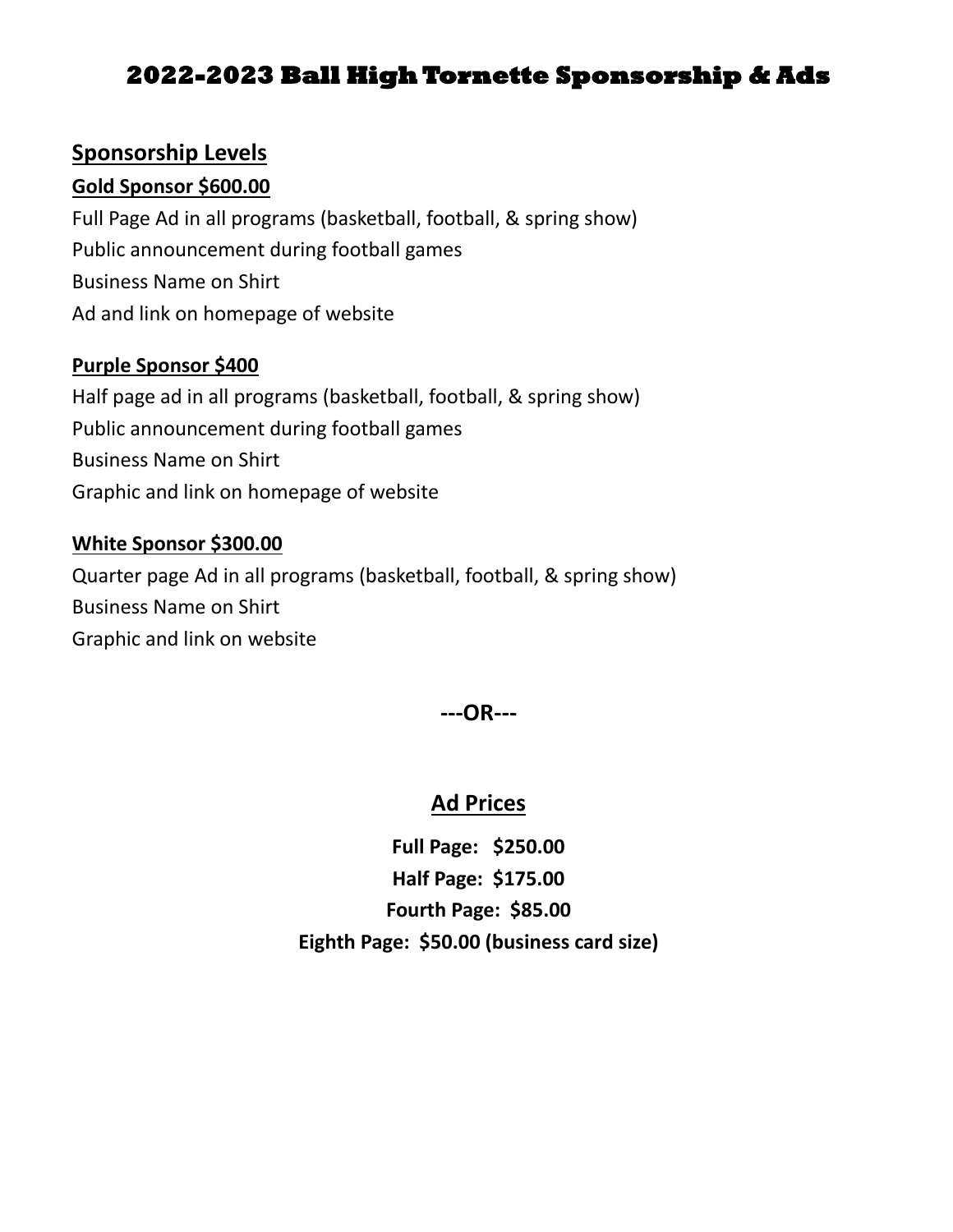# 2022-2023 Ball High Tornette Sponsorship & Ads

## Sponsorship Levels

### Gold Sponsor $600.00

Full Page Ad in all programs (basketball, football, & spring show)
Public announcement during football games
Business Name on Shirt
Ad and link on homepage of website

### Purple Sponsor $400

Half page ad in all programs (basketball, football, & spring show)
Public announcement during football games
Business Name on Shirt
Graphic and link on homepage of website

### White Sponsor $300.00

Quarter page Ad in all programs (basketball, football, & spring show)
Business Name on Shirt
Graphic and link on website

**---OR---**

## Ad Prices

**Full Page: $250.00**

**Half Page: $175.00**

**Fourth Page: $85.00**

**Eighth Page: $50.00 (business card size)**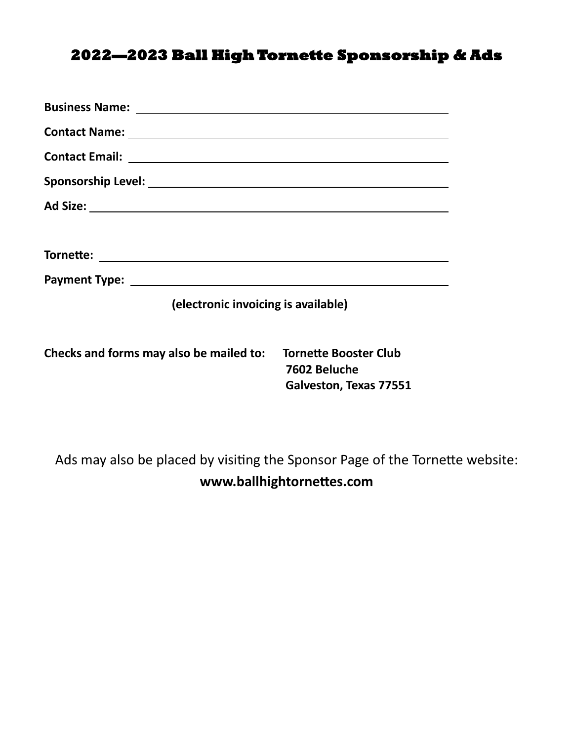# 2022—2023 Ball High Tornette Sponsorship & Ads

**Business Name:** \_\_\_\_\_\_\_\_\_\_\_\_\_\_\_\_\_\_\_\_\_\_\_\_\_\_\_\_\_\_\_\_\_\_\_\_\_\_\_\_

**Contact Name:** \_\_\_\_\_\_\_\_\_\_\_\_\_\_\_\_\_\_\_\_\_\_\_\_\_\_\_\_\_\_\_\_\_\_\_\_\_\_\_\_

**Contact Email:** \_\_\_\_\_\_\_\_\_\_\_\_\_\_\_\_\_\_\_\_\_\_\_\_\_\_\_\_\_\_\_\_\_\_\_\_\_\_\_\_

**Sponsorship Level:** \_\_\_\_\_\_\_\_\_\_\_\_\_\_\_\_\_\_\_\_\_\_\_\_\_\_\_\_\_\_\_\_\_\_\_\_\_\_\_\_

**Ad Size:** \_\_\_\_\_\_\_\_\_\_\_\_\_\_\_\_\_\_\_\_\_\_\_\_\_\_\_\_\_\_\_\_\_\_\_\_\_\_\_\_

**Tornette:** \_\_\_\_\_\_\_\_\_\_\_\_\_\_\_\_\_\_\_\_\_\_\_\_\_\_\_\_\_\_\_\_\_\_\_\_\_\_\_\_

**Payment Type:** \_\_\_\_\_\_\_\_\_\_\_\_\_\_\_\_\_\_\_\_\_\_\_\_\_\_\_\_\_\_\_\_\_\_\_\_\_\_\_\_

**(electronic invoicing is available)**

**Checks and forms may also be mailed to:**

**Tornette Booster Club**
**7602 Beluche**
**Galveston, Texas 77551**

Ads may also be placed by visiting the Sponsor Page of the Tornette website:
**www.ballhightornettes.com**